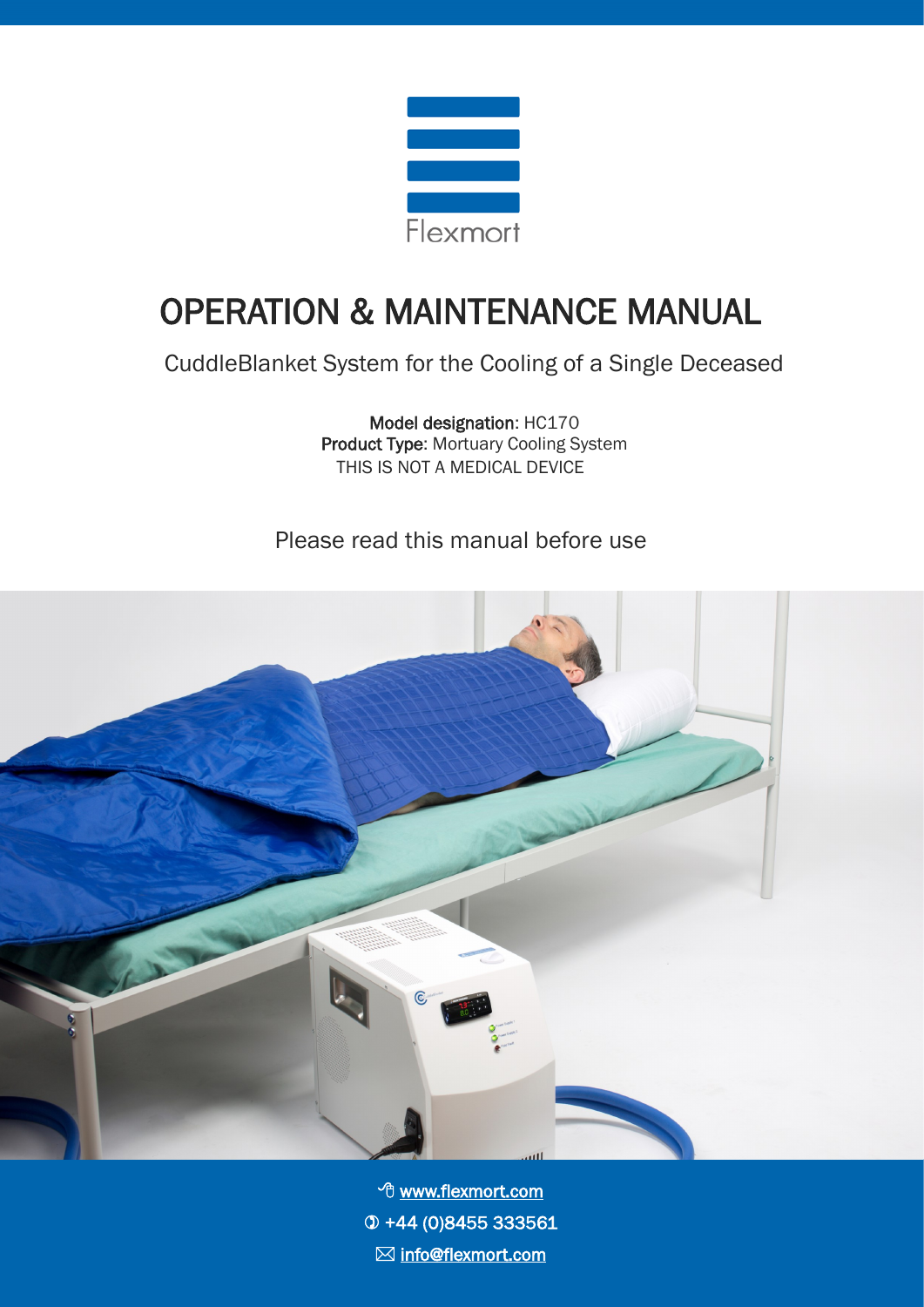Flexmort

# OPERATION & MAINTENANCE MANUAL

CuddleBlanket System for the Cooling of a Single Deceased

**Model designation**: HC170
**Product Type**: Mortuary Cooling System
THIS IS NOT A MEDICAL DEVICE

Please read this manual before use

www.flexmort.com
+44 (0)8455 333561
info@flexmort.com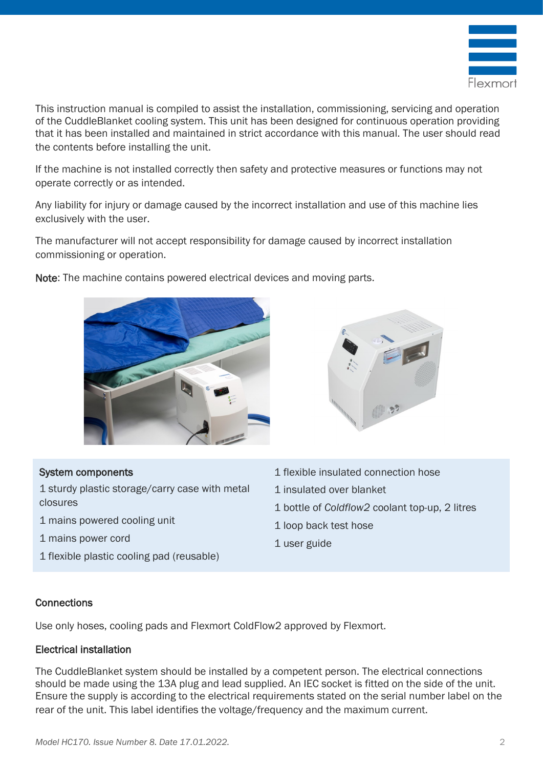This instruction manual is compiled to assist the installation, commissioning, servicing and operation of the CuddleBlanket cooling system. This unit has been designed for continuous operation providing that it has been installed and maintained in strict accordance with this manual. The user should read the contents before installing the unit.

If the machine is not installed correctly then safety and protective measures or functions may not operate correctly or as intended.

Any liability for injury or damage caused by the incorrect installation and use of this machine lies exclusively with the user.

The manufacturer will not accept responsibility for damage caused by incorrect installation commissioning or operation.

**Note**: The machine contains powered electrical devices and moving parts.

**System components**

1 sturdy plastic storage/carry case with metal closures

1 mains powered cooling unit

1 mains power cord

1 flexible plastic cooling pad (reusable)

1 flexible insulated connection hose

1 insulated over blanket

1 bottle of *Coldflow2* coolant top-up, 2 litres

1 loop back test hose

1 user guide

### Connections

Use only hoses, cooling pads and Flexmort ColdFlow2 approved by Flexmort.

### Electrical installation

The CuddleBlanket system should be installed by a competent person. The electrical connections should be made using the 13A plug and lead supplied. An IEC socket is fitted on the side of the unit. Ensure the supply is according to the electrical requirements stated on the serial number label on the rear of the unit. This label identifies the voltage/frequency and the maximum current.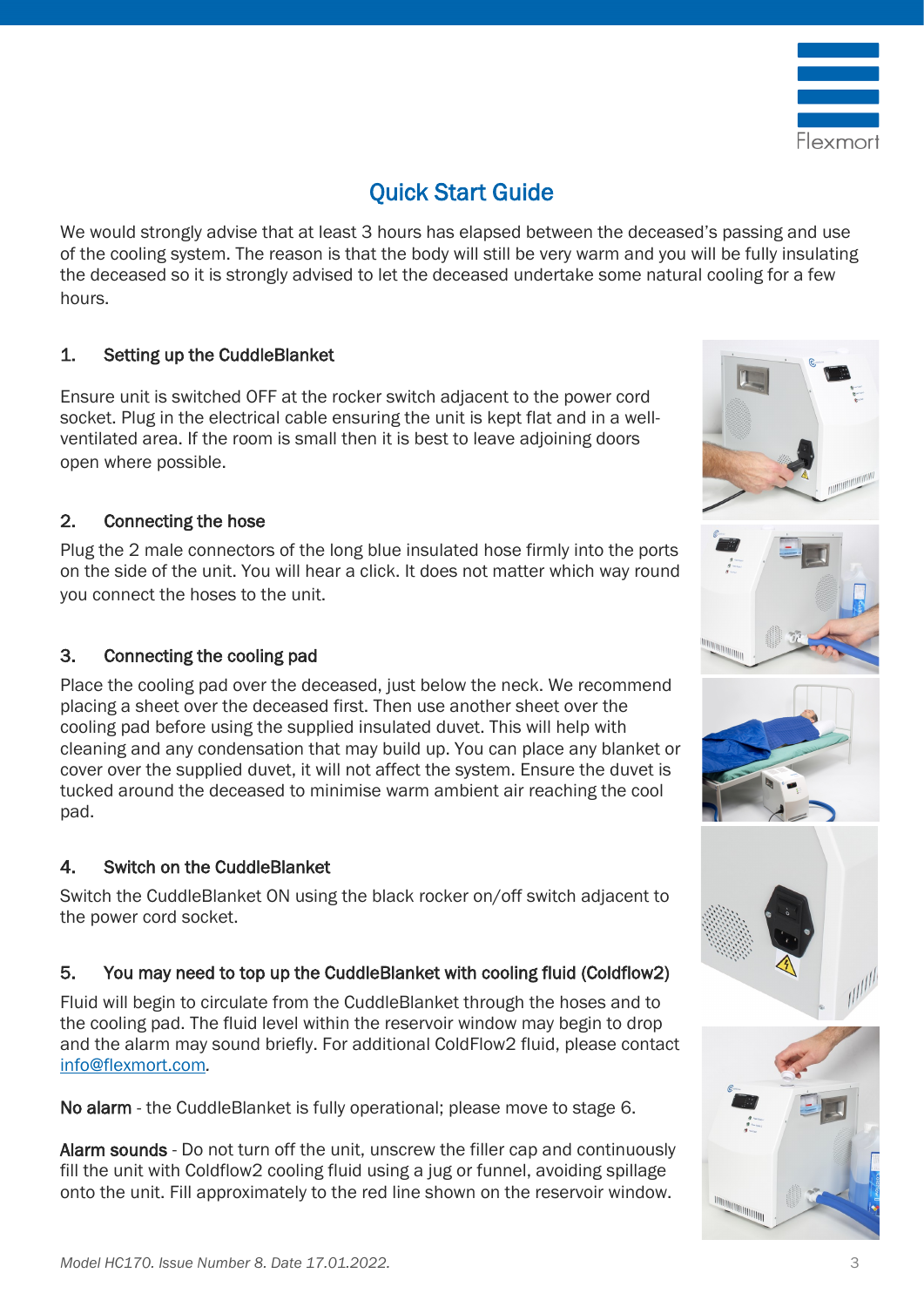# Quick Start Guide

We would strongly advise that at least 3 hours has elapsed between the deceased's passing and use of the cooling system. The reason is that the body will still be very warm and you will be fully insulating the deceased so it is strongly advised to let the deceased undertake some natural cooling for a few hours.

## 1. Setting up the CuddleBlanket

Ensure unit is switched OFF at the rocker switch adjacent to the power cord socket. Plug in the electrical cable ensuring the unit is kept flat and in a well-ventilated area. If the room is small then it is best to leave adjoining doors open where possible.

## 2. Connecting the hose

Plug the 2 male connectors of the long blue insulated hose firmly into the ports on the side of the unit. You will hear a click. It does not matter which way round you connect the hoses to the unit.

## 3. Connecting the cooling pad

Place the cooling pad over the deceased, just below the neck. We recommend placing a sheet over the deceased first. Then use another sheet over the cooling pad before using the supplied insulated duvet. This will help with cleaning and any condensation that may build up. You can place any blanket or cover over the supplied duvet, it will not affect the system. Ensure the duvet is tucked around the deceased to minimise warm ambient air reaching the cool pad.

## 4. Switch on the CuddleBlanket

Switch the CuddleBlanket ON using the black rocker on/off switch adjacent to the power cord socket.

## 5. You may need to top up the CuddleBlanket with cooling fluid (Coldflow2)

Fluid will begin to circulate from the CuddleBlanket through the hoses and to the cooling pad. The fluid level within the reservoir window may begin to drop and the alarm may sound briefly. For additional ColdFlow2 fluid, please contact info@flexmort.com.

**No alarm** - the CuddleBlanket is fully operational; please move to stage 6.

**Alarm sounds** - Do not turn off the unit, unscrew the filler cap and continuously fill the unit with Coldflow2 cooling fluid using a jug or funnel, avoiding spillage onto the unit. Fill approximately to the red line shown on the reservoir window.

*Model HC170. Issue Number 8. Date 17.01.2022.*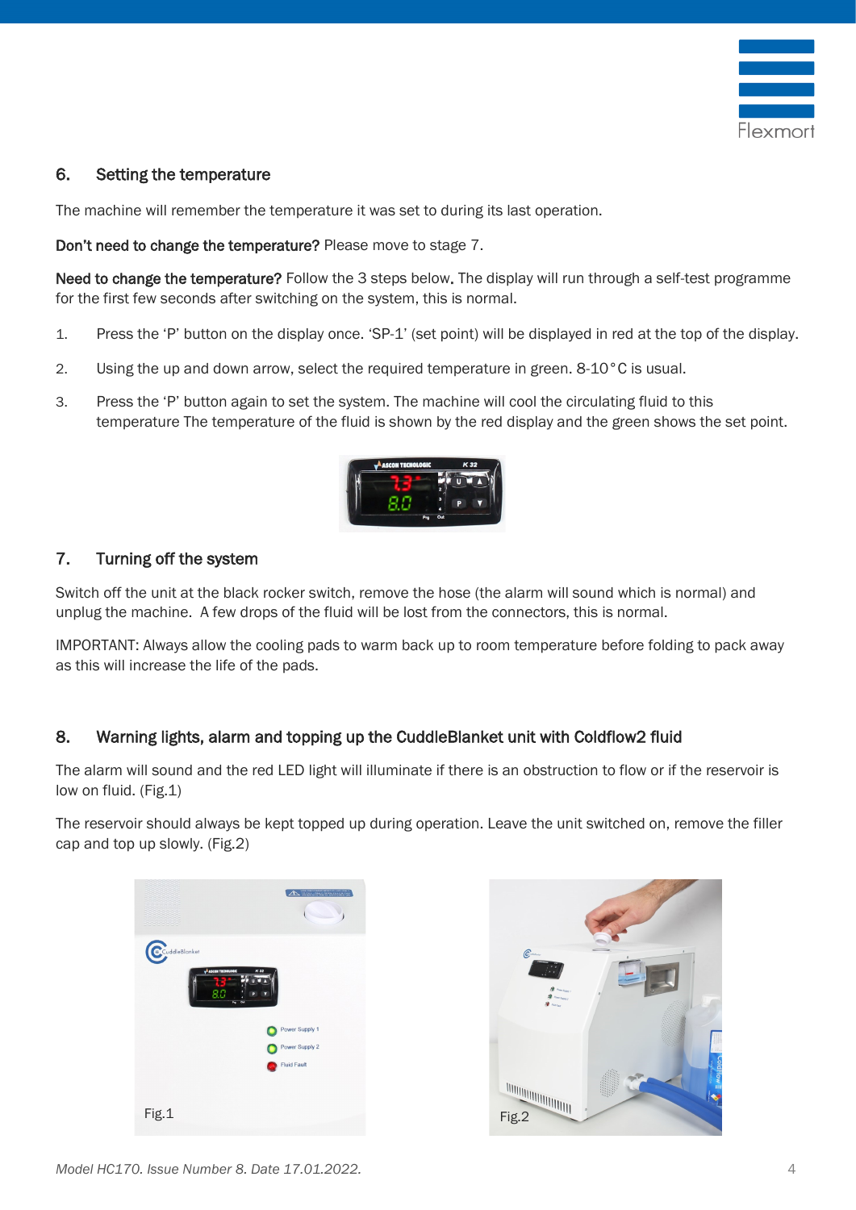## 6. Setting the temperature

The machine will remember the temperature it was set to during its last operation.

**Don't need to change the temperature?** Please move to stage 7.

**Need to change the temperature?** Follow the 3 steps below. The display will run through a self-test programme for the first few seconds after switching on the system, this is normal.

1. Press the 'P' button on the display once. 'SP-1' (set point) will be displayed in red at the top of the display.
2. Using the up and down arrow, select the required temperature in green. 8-10°C is usual.
3. Press the 'P' button again to set the system. The machine will cool the circulating fluid to this temperature The temperature of the fluid is shown by the red display and the green shows the set point.

## 7. Turning off the system

Switch off the unit at the black rocker switch, remove the hose (the alarm will sound which is normal) and unplug the machine. A few drops of the fluid will be lost from the connectors, this is normal.

IMPORTANT: Always allow the cooling pads to warm back up to room temperature before folding to pack away as this will increase the life of the pads.

## 8. Warning lights, alarm and topping up the CuddleBlanket unit with Coldflow2 fluid

The alarm will sound and the red LED light will illuminate if there is an obstruction to flow or if the reservoir is low on fluid. (Fig.1)

The reservoir should always be kept topped up during operation. Leave the unit switched on, remove the filler cap and top up slowly. (Fig.2)

Fig.1

Fig.2

*Model HC170. Issue Number 8. Date 17.01.2022.*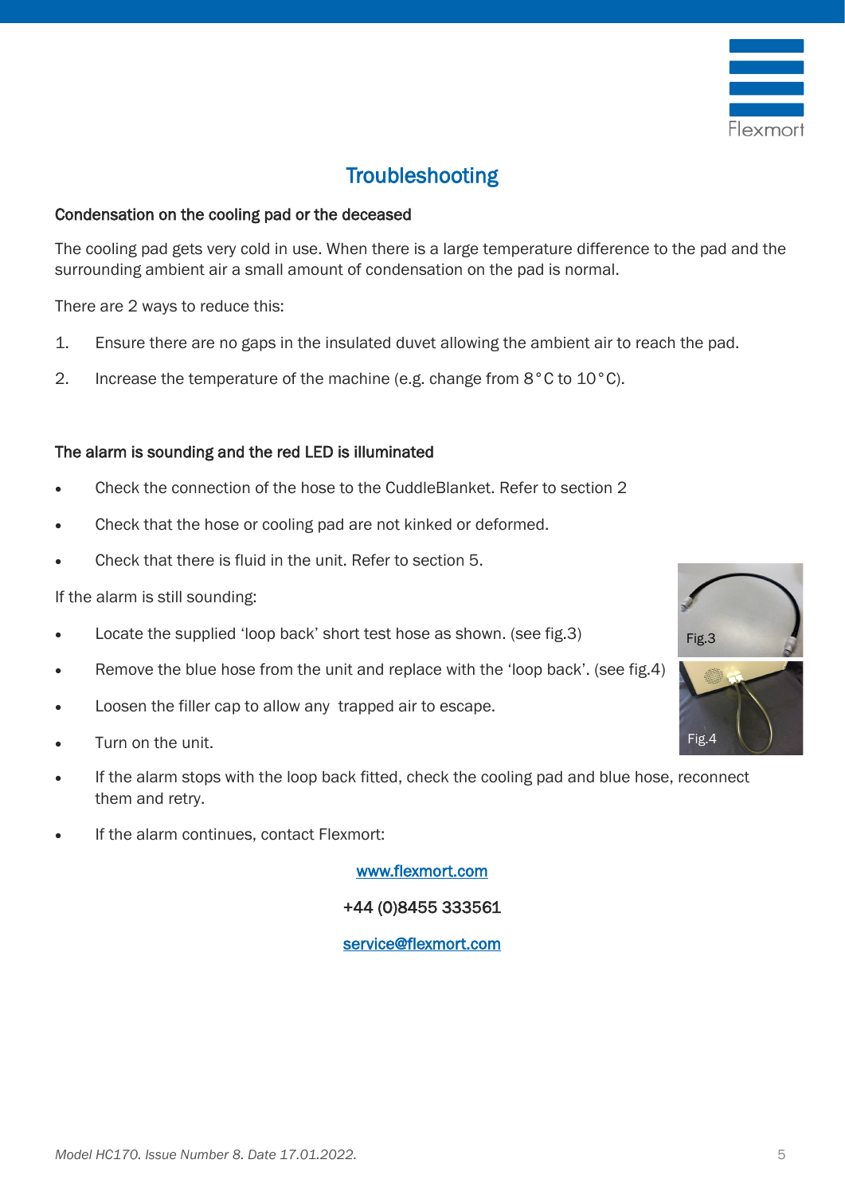# Troubleshooting

## Condensation on the cooling pad or the deceased

The cooling pad gets very cold in use. When there is a large temperature difference to the pad and the surrounding ambient air a small amount of condensation on the pad is normal.

There are 2 ways to reduce this:

1. Ensure there are no gaps in the insulated duvet allowing the ambient air to reach the pad.
2. Increase the temperature of the machine (e.g. change from 8°C to 10°C).

## The alarm is sounding and the red LED is illuminated

- Check the connection of the hose to the CuddleBlanket. Refer to section 2
- Check that the hose or cooling pad are not kinked or deformed.
- Check that there is fluid in the unit. Refer to section 5.

If the alarm is still sounding:

- Locate the supplied 'loop back' short test hose as shown. (see fig.3)
- Remove the blue hose from the unit and replace with the 'loop back'. (see fig.4)
- Loosen the filler cap to allow any trapped air to escape.
- Turn on the unit.
- If the alarm stops with the loop back fitted, check the cooling pad and blue hose, reconnect them and retry.
- If the alarm continues, contact Flexmort:

Fig.3

Fig.4

www.flexmort.com

+44 (0)8455 333561

service@flexmort.com

*Model HC170. Issue Number 8. Date 17.01.2022.*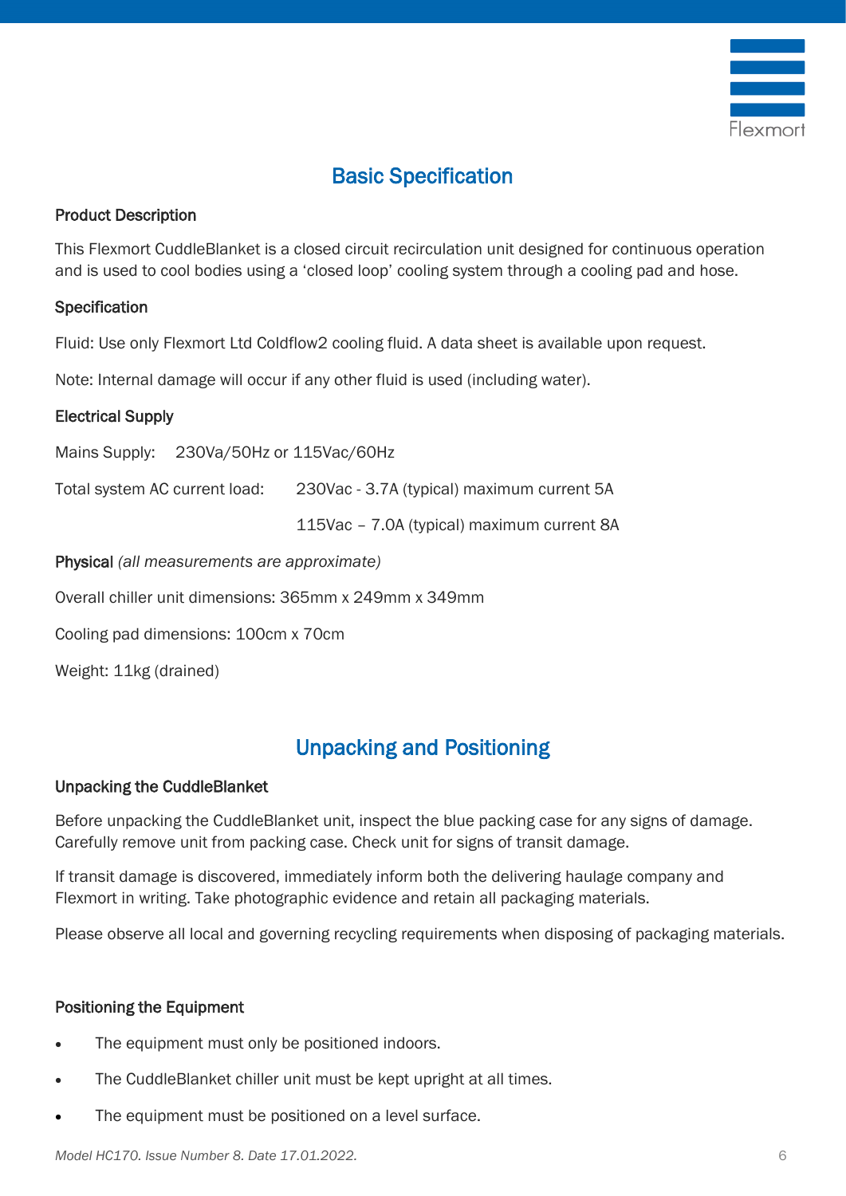## Basic Specification

### Product Description

This Flexmort CuddleBlanket is a closed circuit recirculation unit designed for continuous operation and is used to cool bodies using a 'closed loop' cooling system through a cooling pad and hose.

### Specification

Fluid: Use only Flexmort Ltd Coldflow2 cooling fluid. A data sheet is available upon request.

Note: Internal damage will occur if any other fluid is used (including water).

### Electrical Supply

Mains Supply: 230Va/50Hz or 115Vac/60Hz

Total system AC current load: 230Vac - 3.7A (typical) maximum current 5A

115Vac – 7.0A (typical) maximum current 8A

**Physical** *(all measurements are approximate)*

Overall chiller unit dimensions: 365mm x 249mm x 349mm

Cooling pad dimensions: 100cm x 70cm

Weight: 11kg (drained)

## Unpacking and Positioning

### Unpacking the CuddleBlanket

Before unpacking the CuddleBlanket unit, inspect the blue packing case for any signs of damage. Carefully remove unit from packing case. Check unit for signs of transit damage.

If transit damage is discovered, immediately inform both the delivering haulage company and Flexmort in writing. Take photographic evidence and retain all packaging materials.

Please observe all local and governing recycling requirements when disposing of packaging materials.

### Positioning the Equipment

- The equipment must only be positioned indoors.
- The CuddleBlanket chiller unit must be kept upright at all times.
- The equipment must be positioned on a level surface.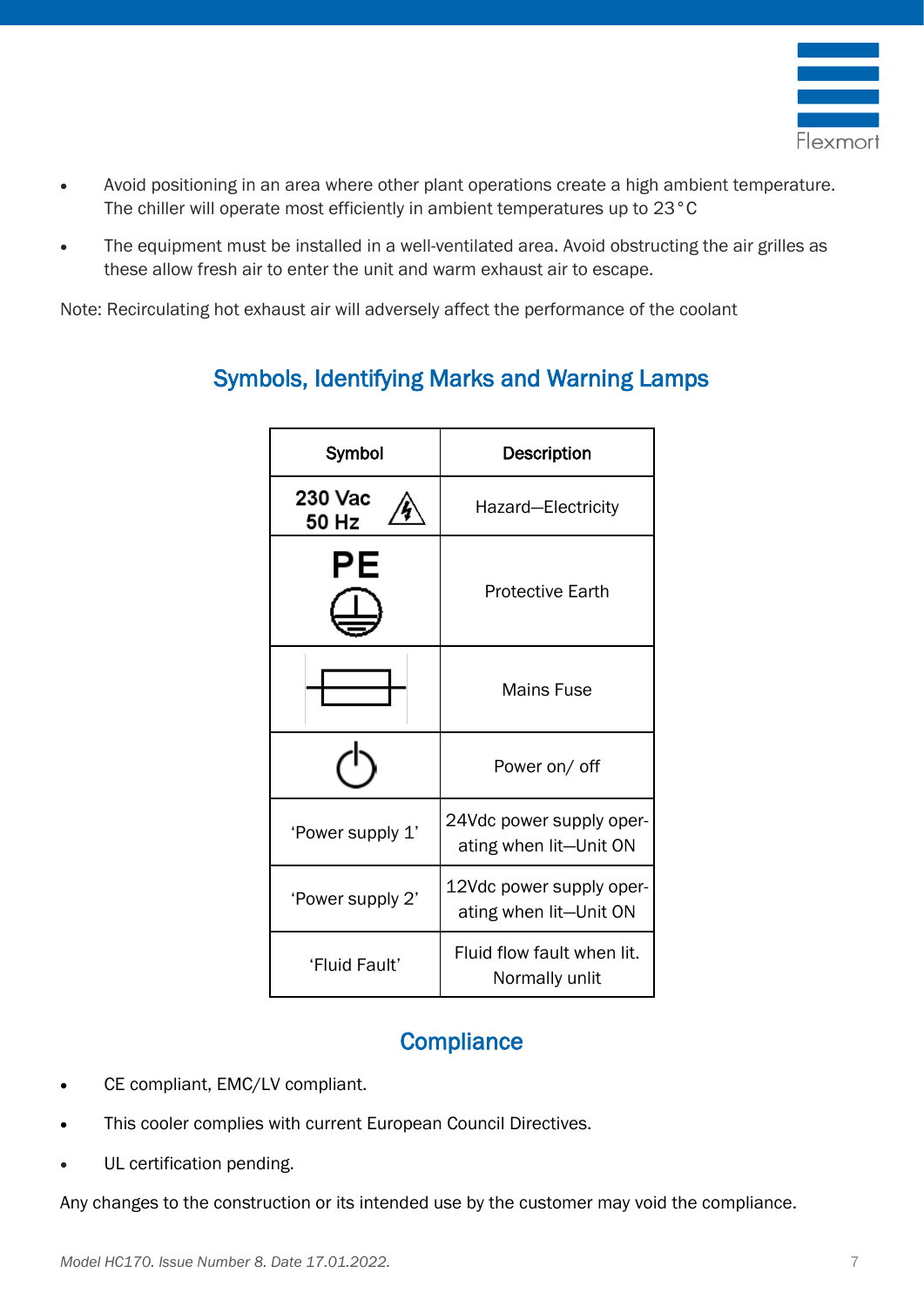- Avoid positioning in an area where other plant operations create a high ambient temperature. The chiller will operate most efficiently in ambient temperatures up to 23°C
- The equipment must be installed in a well-ventilated area. Avoid obstructing the air grilles as these allow fresh air to enter the unit and warm exhaust air to escape.

Note: Recirculating hot exhaust air will adversely affect the performance of the coolant

## Symbols, Identifying Marks and Warning Lamps

| Symbol | Description |
|---|---|
| 230 Vac 50 Hz ⚠ | Hazard—Electricity |
| PE ⏚ | Protective Earth |
| (fuse symbol) | Mains Fuse |
| ⏻ | Power on/ off |
| 'Power supply 1' | 24Vdc power supply operating when lit—Unit ON |
| 'Power supply 2' | 12Vdc power supply operating when lit—Unit ON |
| 'Fluid Fault' | Fluid flow fault when lit. Normally unlit |

## Compliance

- CE compliant, EMC/LV compliant.
- This cooler complies with current European Council Directives.
- UL certification pending.

Any changes to the construction or its intended use by the customer may void the compliance.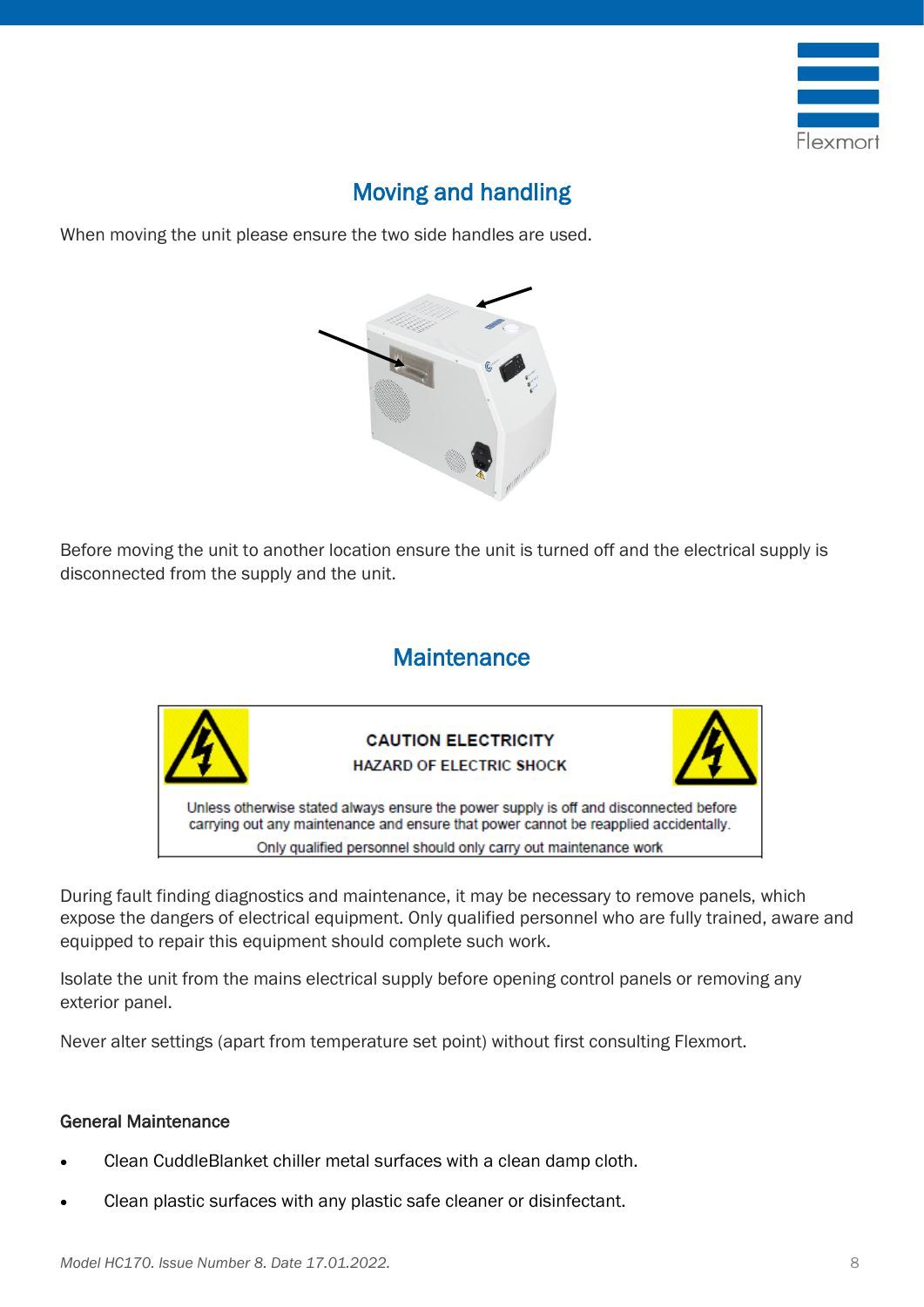## Moving and handling

When moving the unit please ensure the two side handles are used.

Before moving the unit to another location ensure the unit is turned off and the electrical supply is disconnected from the supply and the unit.

## Maintenance

**CAUTION ELECTRICITY**

**HAZARD OF ELECTRIC SHOCK**

Unless otherwise stated always ensure the power supply is off and disconnected before carrying out any maintenance and ensure that power cannot be reapplied accidentally.

Only qualified personnel should only carry out maintenance work

During fault finding diagnostics and maintenance, it may be necessary to remove panels, which expose the dangers of electrical equipment. Only qualified personnel who are fully trained, aware and equipped to repair this equipment should complete such work.

Isolate the unit from the mains electrical supply before opening control panels or removing any exterior panel.

Never alter settings (apart from temperature set point) without first consulting Flexmort.

### General Maintenance

- Clean CuddleBlanket chiller metal surfaces with a clean damp cloth.
- Clean plastic surfaces with any plastic safe cleaner or disinfectant.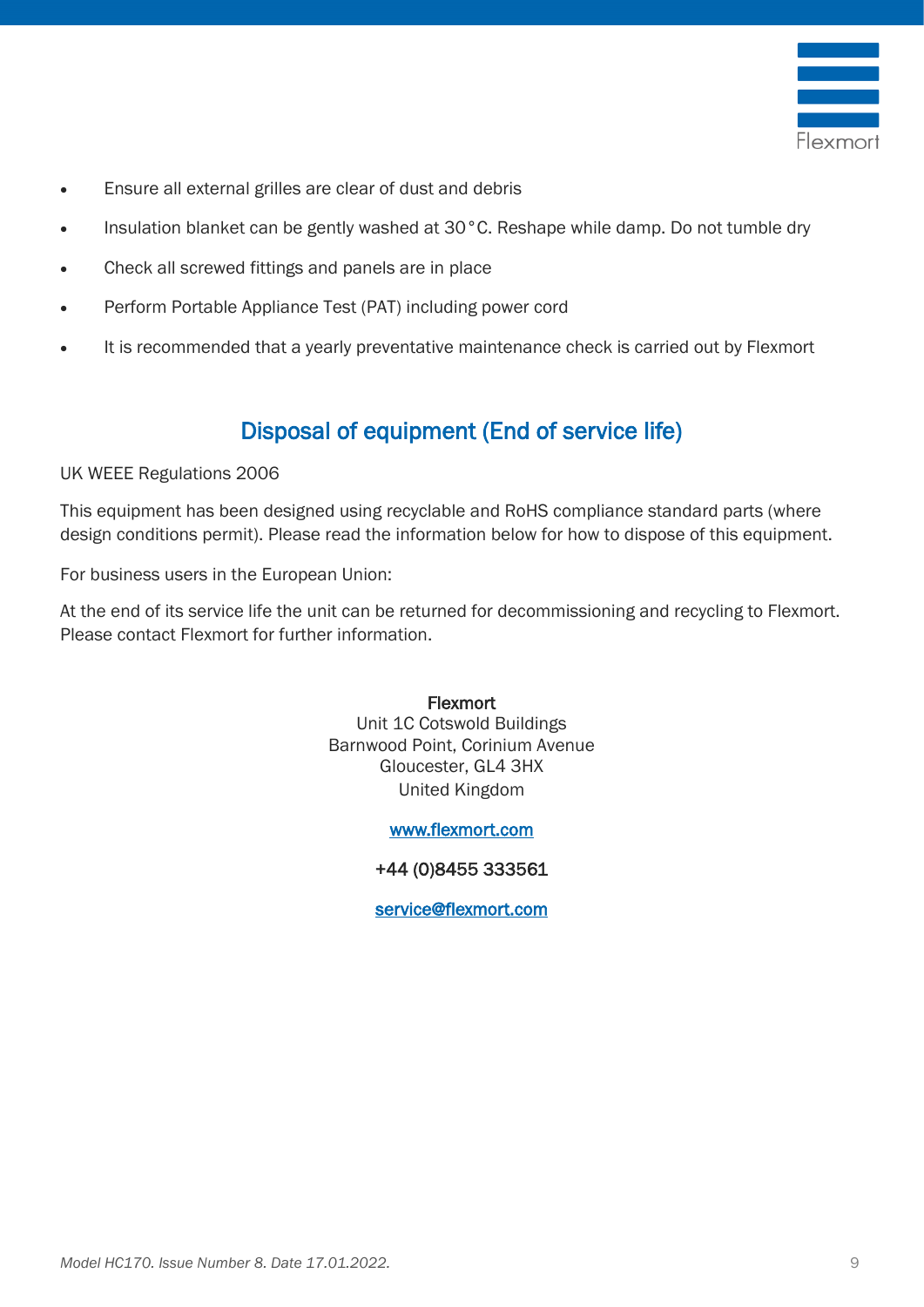- Ensure all external grilles are clear of dust and debris
- Insulation blanket can be gently washed at 30°C. Reshape while damp. Do not tumble dry
- Check all screwed fittings and panels are in place
- Perform Portable Appliance Test (PAT) including power cord
- It is recommended that a yearly preventative maintenance check is carried out by Flexmort

## Disposal of equipment (End of service life)

UK WEEE Regulations 2006

This equipment has been designed using recyclable and RoHS compliance standard parts (where design conditions permit). Please read the information below for how to dispose of this equipment.

For business users in the European Union:

At the end of its service life the unit can be returned for decommissioning and recycling to Flexmort. Please contact Flexmort for further information.

**Flexmort**
Unit 1C Cotswold Buildings
Barnwood Point, Corinium Avenue
Gloucester, GL4 3HX
United Kingdom

www.flexmort.com

+44 (0)8455 333561

service@flexmort.com